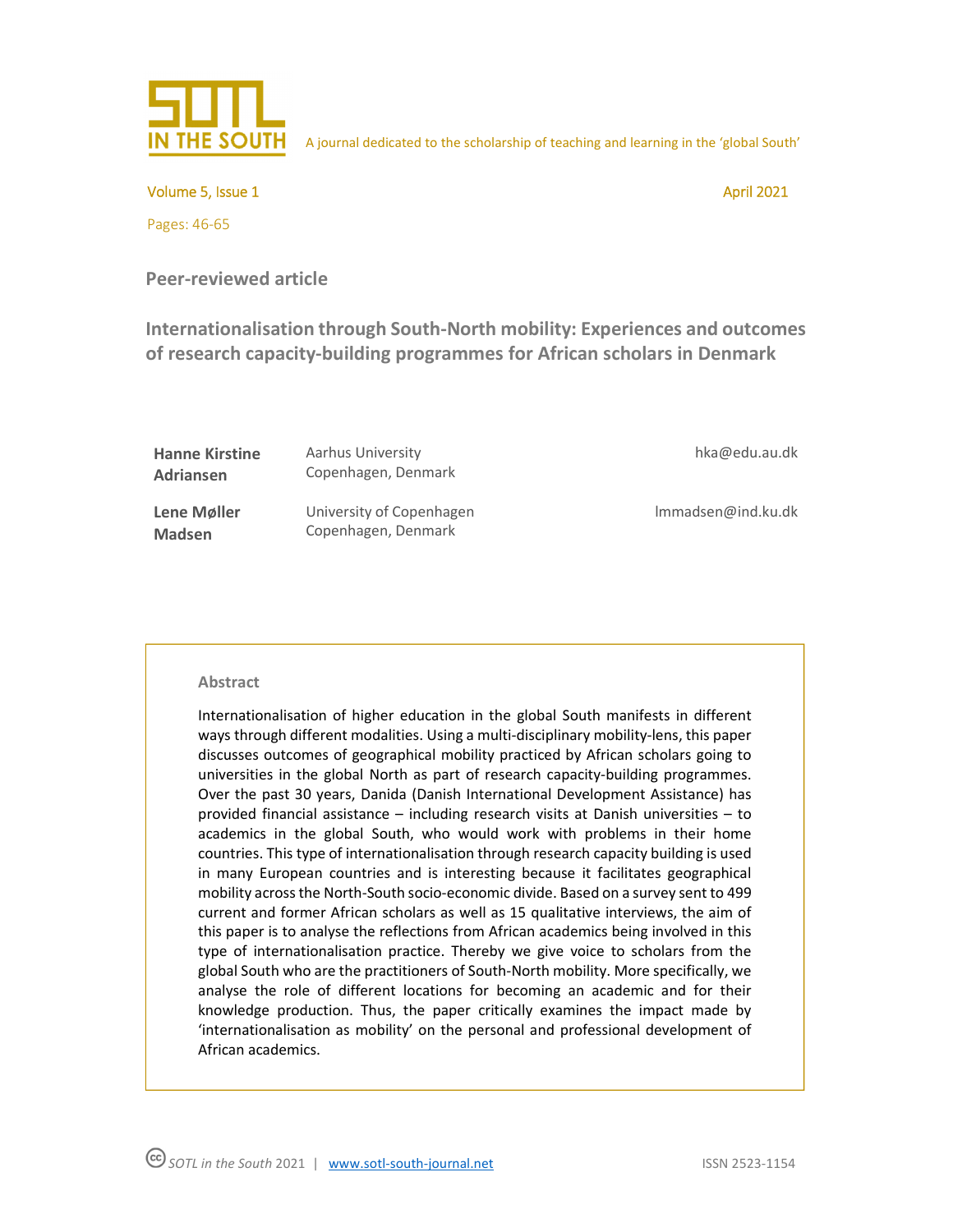**Peer-reviewed article**

# Internationalisation through South-North mobility: Experiences and outcomes of research capacity-building programmes for African scholars in Denmark

| | | |
|---|---|---|
| **Hanne Kirstine Adriansen** | Aarhus University<br>Copenhagen, Denmark | hka@edu.au.dk |
| **Lene Møller Madsen** | University of Copenhagen<br>Copenhagen, Denmark | lmmadsen@ind.ku.dk |

## Abstract

Internationalisation of higher education in the global South manifests in different ways through different modalities. Using a multi-disciplinary mobility-lens, this paper discusses outcomes of geographical mobility practiced by African scholars going to universities in the global North as part of research capacity-building programmes. Over the past 30 years, Danida (Danish International Development Assistance) has provided financial assistance – including research visits at Danish universities – to academics in the global South, who would work with problems in their home countries. This type of internationalisation through research capacity building is used in many European countries and is interesting because it facilitates geographical mobility across the North-South socio-economic divide. Based on a survey sent to 499 current and former African scholars as well as 15 qualitative interviews, the aim of this paper is to analyse the reflections from African academics being involved in this type of internationalisation practice. Thereby we give voice to scholars from the global South who are the practitioners of South-North mobility. More specifically, we analyse the role of different locations for becoming an academic and for their knowledge production. Thus, the paper critically examines the impact made by 'internationalisation as mobility' on the personal and professional development of African academics.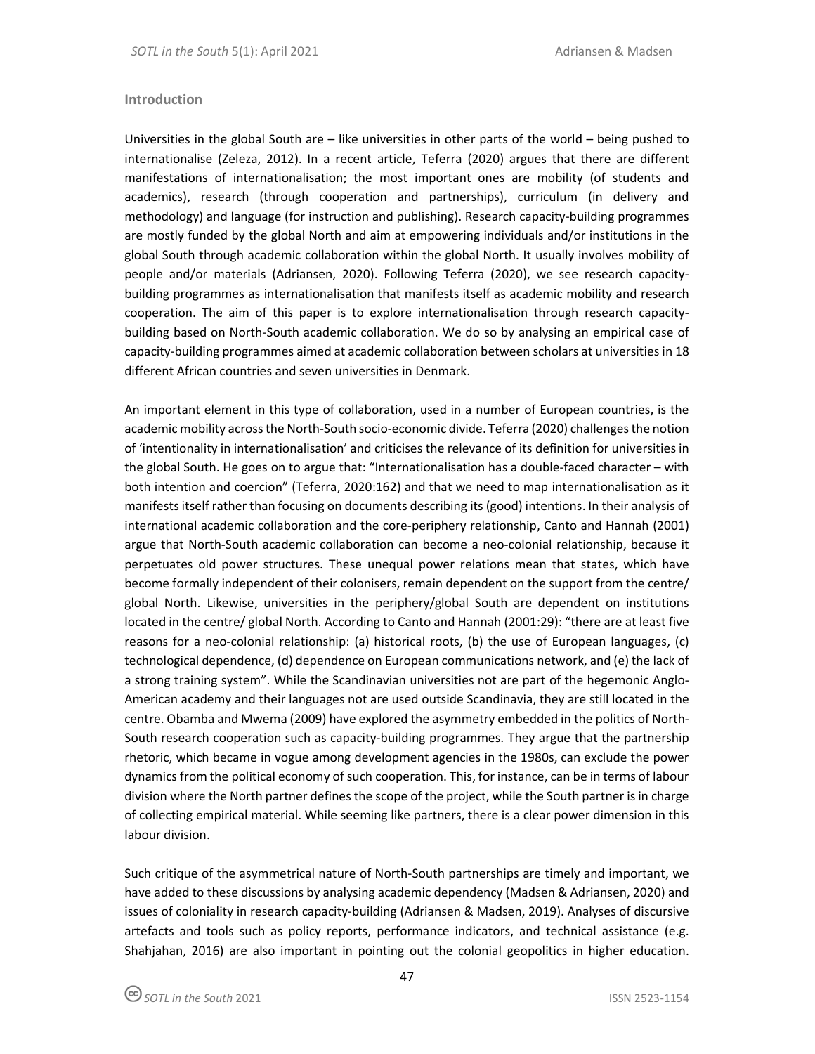## Introduction

Universities in the global South are – like universities in other parts of the world – being pushed to internationalise (Zeleza, 2012). In a recent article, Teferra (2020) argues that there are different manifestations of internationalisation; the most important ones are mobility (of students and academics), research (through cooperation and partnerships), curriculum (in delivery and methodology) and language (for instruction and publishing). Research capacity-building programmes are mostly funded by the global North and aim at empowering individuals and/or institutions in the global South through academic collaboration within the global North. It usually involves mobility of people and/or materials (Adriansen, 2020). Following Teferra (2020), we see research capacity-building programmes as internationalisation that manifests itself as academic mobility and research cooperation. The aim of this paper is to explore internationalisation through research capacity-building based on North-South academic collaboration. We do so by analysing an empirical case of capacity-building programmes aimed at academic collaboration between scholars at universities in 18 different African countries and seven universities in Denmark.

An important element in this type of collaboration, used in a number of European countries, is the academic mobility across the North-South socio-economic divide. Teferra (2020) challenges the notion of 'intentionality in internationalisation' and criticises the relevance of its definition for universities in the global South. He goes on to argue that: "Internationalisation has a double-faced character – with both intention and coercion" (Teferra, 2020:162) and that we need to map internationalisation as it manifests itself rather than focusing on documents describing its (good) intentions. In their analysis of international academic collaboration and the core-periphery relationship, Canto and Hannah (2001) argue that North-South academic collaboration can become a neo-colonial relationship, because it perpetuates old power structures. These unequal power relations mean that states, which have become formally independent of their colonisers, remain dependent on the support from the centre/ global North. Likewise, universities in the periphery/global South are dependent on institutions located in the centre/ global North. According to Canto and Hannah (2001:29): "there are at least five reasons for a neo-colonial relationship: (a) historical roots, (b) the use of European languages, (c) technological dependence, (d) dependence on European communications network, and (e) the lack of a strong training system". While the Scandinavian universities not are part of the hegemonic Anglo-American academy and their languages not are used outside Scandinavia, they are still located in the centre. Obamba and Mwema (2009) have explored the asymmetry embedded in the politics of North-South research cooperation such as capacity-building programmes. They argue that the partnership rhetoric, which became in vogue among development agencies in the 1980s, can exclude the power dynamics from the political economy of such cooperation. This, for instance, can be in terms of labour division where the North partner defines the scope of the project, while the South partner is in charge of collecting empirical material. While seeming like partners, there is a clear power dimension in this labour division.

Such critique of the asymmetrical nature of North-South partnerships are timely and important, we have added to these discussions by analysing academic dependency (Madsen & Adriansen, 2020) and issues of coloniality in research capacity-building (Adriansen & Madsen, 2019). Analyses of discursive artefacts and tools such as policy reports, performance indicators, and technical assistance (e.g. Shahjahan, 2016) are also important in pointing out the colonial geopolitics in higher education.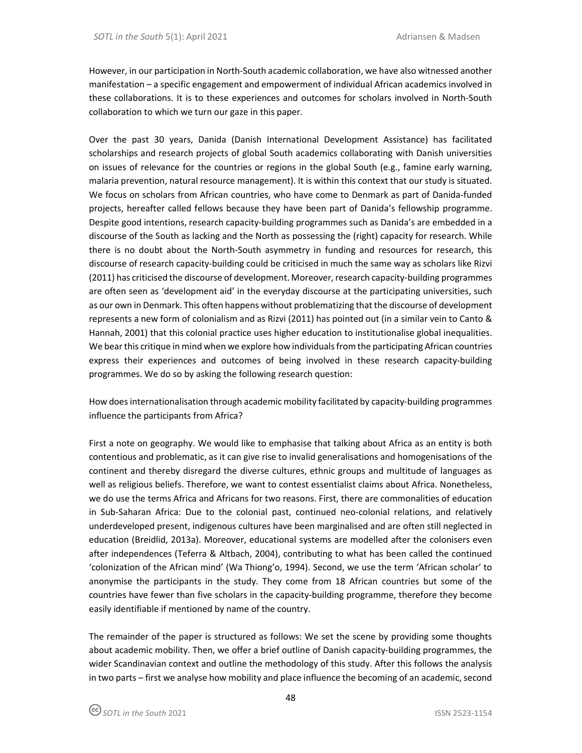However, in our participation in North-South academic collaboration, we have also witnessed another manifestation – a specific engagement and empowerment of individual African academics involved in these collaborations. It is to these experiences and outcomes for scholars involved in North-South collaboration to which we turn our gaze in this paper.

Over the past 30 years, Danida (Danish International Development Assistance) has facilitated scholarships and research projects of global South academics collaborating with Danish universities on issues of relevance for the countries or regions in the global South (e.g., famine early warning, malaria prevention, natural resource management). It is within this context that our study is situated. We focus on scholars from African countries, who have come to Denmark as part of Danida-funded projects, hereafter called fellows because they have been part of Danida's fellowship programme. Despite good intentions, research capacity-building programmes such as Danida's are embedded in a discourse of the South as lacking and the North as possessing the (right) capacity for research. While there is no doubt about the North-South asymmetry in funding and resources for research, this discourse of research capacity-building could be criticised in much the same way as scholars like Rizvi (2011) has criticised the discourse of development. Moreover, research capacity-building programmes are often seen as 'development aid' in the everyday discourse at the participating universities, such as our own in Denmark. This often happens without problematizing that the discourse of development represents a new form of colonialism and as Rizvi (2011) has pointed out (in a similar vein to Canto & Hannah, 2001) that this colonial practice uses higher education to institutionalise global inequalities. We bear this critique in mind when we explore how individuals from the participating African countries express their experiences and outcomes of being involved in these research capacity-building programmes. We do so by asking the following research question:

How does internationalisation through academic mobility facilitated by capacity-building programmes influence the participants from Africa?

First a note on geography. We would like to emphasise that talking about Africa as an entity is both contentious and problematic, as it can give rise to invalid generalisations and homogenisations of the continent and thereby disregard the diverse cultures, ethnic groups and multitude of languages as well as religious beliefs. Therefore, we want to contest essentialist claims about Africa. Nonetheless, we do use the terms Africa and Africans for two reasons. First, there are commonalities of education in Sub-Saharan Africa: Due to the colonial past, continued neo-colonial relations, and relatively underdeveloped present, indigenous cultures have been marginalised and are often still neglected in education (Breidlid, 2013a). Moreover, educational systems are modelled after the colonisers even after independences (Teferra & Altbach, 2004), contributing to what has been called the continued 'colonization of the African mind' (Wa Thiong'o, 1994). Second, we use the term 'African scholar' to anonymise the participants in the study. They come from 18 African countries but some of the countries have fewer than five scholars in the capacity-building programme, therefore they become easily identifiable if mentioned by name of the country.

The remainder of the paper is structured as follows: We set the scene by providing some thoughts about academic mobility. Then, we offer a brief outline of Danish capacity-building programmes, the wider Scandinavian context and outline the methodology of this study. After this follows the analysis in two parts – first we analyse how mobility and place influence the becoming of an academic, second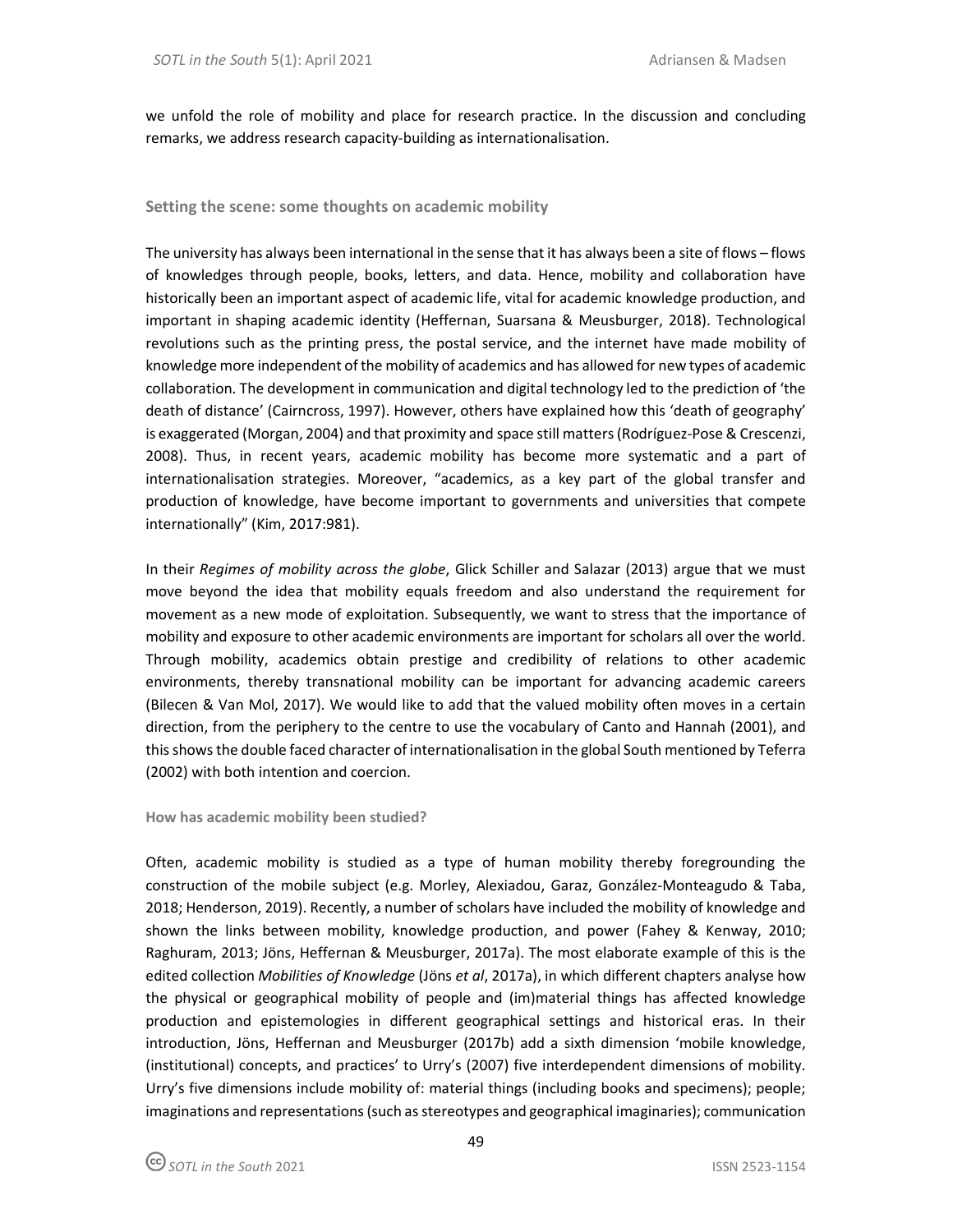we unfold the role of mobility and place for research practice. In the discussion and concluding remarks, we address research capacity-building as internationalisation.

## Setting the scene: some thoughts on academic mobility

The university has always been international in the sense that it has always been a site of flows – flows of knowledges through people, books, letters, and data. Hence, mobility and collaboration have historically been an important aspect of academic life, vital for academic knowledge production, and important in shaping academic identity (Heffernan, Suarsana & Meusburger, 2018). Technological revolutions such as the printing press, the postal service, and the internet have made mobility of knowledge more independent of the mobility of academics and has allowed for new types of academic collaboration. The development in communication and digital technology led to the prediction of 'the death of distance' (Cairncross, 1997). However, others have explained how this 'death of geography' is exaggerated (Morgan, 2004) and that proximity and space still matters (Rodríguez-Pose & Crescenzi, 2008). Thus, in recent years, academic mobility has become more systematic and a part of internationalisation strategies. Moreover, "academics, as a key part of the global transfer and production of knowledge, have become important to governments and universities that compete internationally" (Kim, 2017:981).

In their *Regimes of mobility across the globe*, Glick Schiller and Salazar (2013) argue that we must move beyond the idea that mobility equals freedom and also understand the requirement for movement as a new mode of exploitation. Subsequently, we want to stress that the importance of mobility and exposure to other academic environments are important for scholars all over the world. Through mobility, academics obtain prestige and credibility of relations to other academic environments, thereby transnational mobility can be important for advancing academic careers (Bilecen & Van Mol, 2017). We would like to add that the valued mobility often moves in a certain direction, from the periphery to the centre to use the vocabulary of Canto and Hannah (2001), and this shows the double faced character of internationalisation in the global South mentioned by Teferra (2002) with both intention and coercion.

### How has academic mobility been studied?

Often, academic mobility is studied as a type of human mobility thereby foregrounding the construction of the mobile subject (e.g. Morley, Alexiadou, Garaz, González-Monteagudo & Taba, 2018; Henderson, 2019). Recently, a number of scholars have included the mobility of knowledge and shown the links between mobility, knowledge production, and power (Fahey & Kenway, 2010; Raghuram, 2013; Jöns, Heffernan & Meusburger, 2017a). The most elaborate example of this is the edited collection *Mobilities of Knowledge* (Jöns *et al*, 2017a), in which different chapters analyse how the physical or geographical mobility of people and (im)material things has affected knowledge production and epistemologies in different geographical settings and historical eras. In their introduction, Jöns, Heffernan and Meusburger (2017b) add a sixth dimension 'mobile knowledge, (institutional) concepts, and practices' to Urry's (2007) five interdependent dimensions of mobility. Urry's five dimensions include mobility of: material things (including books and specimens); people; imaginations and representations (such as stereotypes and geographical imaginaries); communication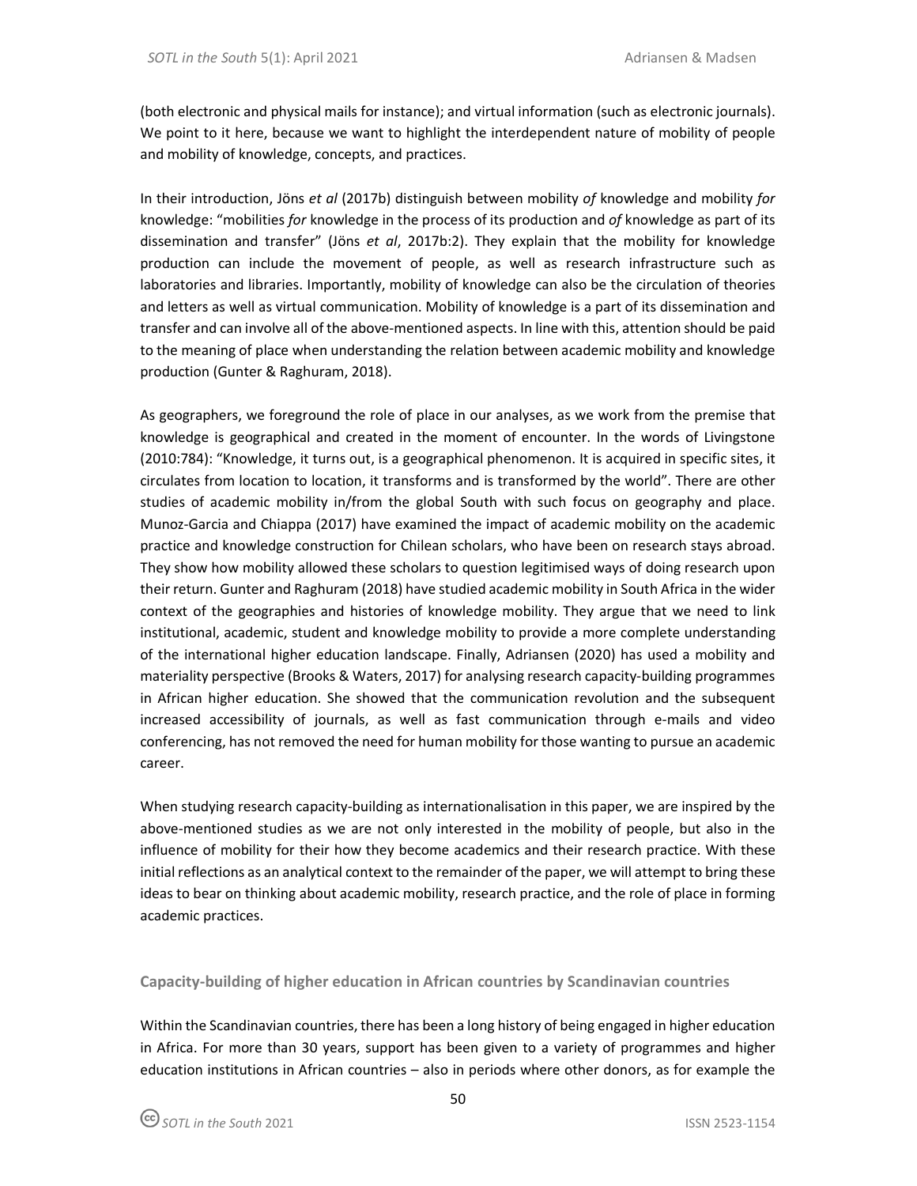(both electronic and physical mails for instance); and virtual information (such as electronic journals). We point to it here, because we want to highlight the interdependent nature of mobility of people and mobility of knowledge, concepts, and practices.

In their introduction, Jöns *et al* (2017b) distinguish between mobility *of* knowledge and mobility *for* knowledge: "mobilities *for* knowledge in the process of its production and *of* knowledge as part of its dissemination and transfer" (Jöns *et al*, 2017b:2). They explain that the mobility for knowledge production can include the movement of people, as well as research infrastructure such as laboratories and libraries. Importantly, mobility of knowledge can also be the circulation of theories and letters as well as virtual communication. Mobility of knowledge is a part of its dissemination and transfer and can involve all of the above-mentioned aspects. In line with this, attention should be paid to the meaning of place when understanding the relation between academic mobility and knowledge production (Gunter & Raghuram, 2018).

As geographers, we foreground the role of place in our analyses, as we work from the premise that knowledge is geographical and created in the moment of encounter. In the words of Livingstone (2010:784): "Knowledge, it turns out, is a geographical phenomenon. It is acquired in specific sites, it circulates from location to location, it transforms and is transformed by the world". There are other studies of academic mobility in/from the global South with such focus on geography and place. Munoz-Garcia and Chiappa (2017) have examined the impact of academic mobility on the academic practice and knowledge construction for Chilean scholars, who have been on research stays abroad. They show how mobility allowed these scholars to question legitimised ways of doing research upon their return. Gunter and Raghuram (2018) have studied academic mobility in South Africa in the wider context of the geographies and histories of knowledge mobility. They argue that we need to link institutional, academic, student and knowledge mobility to provide a more complete understanding of the international higher education landscape. Finally, Adriansen (2020) has used a mobility and materiality perspective (Brooks & Waters, 2017) for analysing research capacity-building programmes in African higher education. She showed that the communication revolution and the subsequent increased accessibility of journals, as well as fast communication through e-mails and video conferencing, has not removed the need for human mobility for those wanting to pursue an academic career.

When studying research capacity-building as internationalisation in this paper, we are inspired by the above-mentioned studies as we are not only interested in the mobility of people, but also in the influence of mobility for their how they become academics and their research practice. With these initial reflections as an analytical context to the remainder of the paper, we will attempt to bring these ideas to bear on thinking about academic mobility, research practice, and the role of place in forming academic practices.

## Capacity-building of higher education in African countries by Scandinavian countries

Within the Scandinavian countries, there has been a long history of being engaged in higher education in Africa. For more than 30 years, support has been given to a variety of programmes and higher education institutions in African countries – also in periods where other donors, as for example the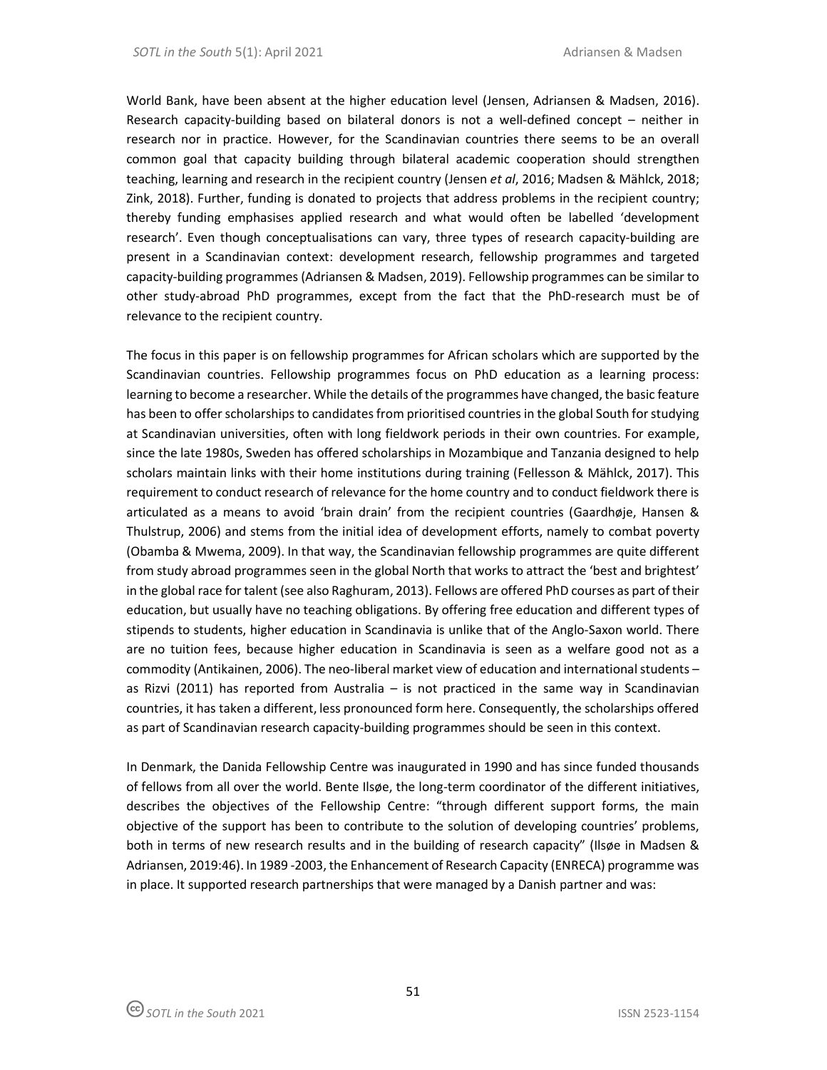World Bank, have been absent at the higher education level (Jensen, Adriansen & Madsen, 2016). Research capacity-building based on bilateral donors is not a well-defined concept – neither in research nor in practice. However, for the Scandinavian countries there seems to be an overall common goal that capacity building through bilateral academic cooperation should strengthen teaching, learning and research in the recipient country (Jensen *et al*, 2016; Madsen & Mählck, 2018; Zink, 2018). Further, funding is donated to projects that address problems in the recipient country; thereby funding emphasises applied research and what would often be labelled 'development research'. Even though conceptualisations can vary, three types of research capacity-building are present in a Scandinavian context: development research, fellowship programmes and targeted capacity-building programmes (Adriansen & Madsen, 2019). Fellowship programmes can be similar to other study-abroad PhD programmes, except from the fact that the PhD-research must be of relevance to the recipient country.

The focus in this paper is on fellowship programmes for African scholars which are supported by the Scandinavian countries. Fellowship programmes focus on PhD education as a learning process: learning to become a researcher. While the details of the programmes have changed, the basic feature has been to offer scholarships to candidates from prioritised countries in the global South for studying at Scandinavian universities, often with long fieldwork periods in their own countries. For example, since the late 1980s, Sweden has offered scholarships in Mozambique and Tanzania designed to help scholars maintain links with their home institutions during training (Fellesson & Mählck, 2017). This requirement to conduct research of relevance for the home country and to conduct fieldwork there is articulated as a means to avoid 'brain drain' from the recipient countries (Gaardhøje, Hansen & Thulstrup, 2006) and stems from the initial idea of development efforts, namely to combat poverty (Obamba & Mwema, 2009). In that way, the Scandinavian fellowship programmes are quite different from study abroad programmes seen in the global North that works to attract the 'best and brightest' in the global race for talent (see also Raghuram, 2013). Fellows are offered PhD courses as part of their education, but usually have no teaching obligations. By offering free education and different types of stipends to students, higher education in Scandinavia is unlike that of the Anglo-Saxon world. There are no tuition fees, because higher education in Scandinavia is seen as a welfare good not as a commodity (Antikainen, 2006). The neo-liberal market view of education and international students – as Rizvi (2011) has reported from Australia – is not practiced in the same way in Scandinavian countries, it has taken a different, less pronounced form here. Consequently, the scholarships offered as part of Scandinavian research capacity-building programmes should be seen in this context.

In Denmark, the Danida Fellowship Centre was inaugurated in 1990 and has since funded thousands of fellows from all over the world. Bente Ilsøe, the long-term coordinator of the different initiatives, describes the objectives of the Fellowship Centre: "through different support forms, the main objective of the support has been to contribute to the solution of developing countries' problems, both in terms of new research results and in the building of research capacity" (Ilsøe in Madsen & Adriansen, 2019:46). In 1989 -2003, the Enhancement of Research Capacity (ENRECA) programme was in place. It supported research partnerships that were managed by a Danish partner and was: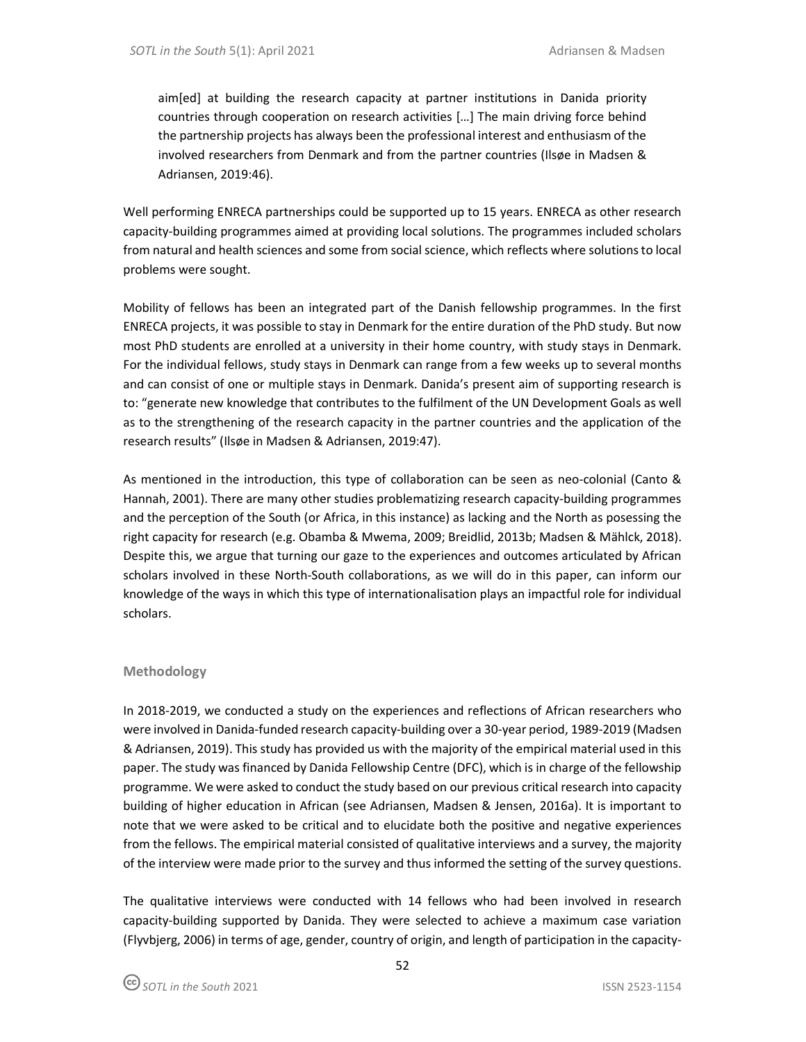> aim[ed] at building the research capacity at partner institutions in Danida priority countries through cooperation on research activities […] The main driving force behind the partnership projects has always been the professional interest and enthusiasm of the involved researchers from Denmark and from the partner countries (Ilsøe in Madsen & Adriansen, 2019:46).

Well performing ENRECA partnerships could be supported up to 15 years. ENRECA as other research capacity-building programmes aimed at providing local solutions. The programmes included scholars from natural and health sciences and some from social science, which reflects where solutions to local problems were sought.

Mobility of fellows has been an integrated part of the Danish fellowship programmes. In the first ENRECA projects, it was possible to stay in Denmark for the entire duration of the PhD study. But now most PhD students are enrolled at a university in their home country, with study stays in Denmark. For the individual fellows, study stays in Denmark can range from a few weeks up to several months and can consist of one or multiple stays in Denmark. Danida's present aim of supporting research is to: "generate new knowledge that contributes to the fulfilment of the UN Development Goals as well as to the strengthening of the research capacity in the partner countries and the application of the research results" (Ilsøe in Madsen & Adriansen, 2019:47).

As mentioned in the introduction, this type of collaboration can be seen as neo-colonial (Canto & Hannah, 2001). There are many other studies problematizing research capacity-building programmes and the perception of the South (or Africa, in this instance) as lacking and the North as posessing the right capacity for research (e.g. Obamba & Mwema, 2009; Breidlid, 2013b; Madsen & Mählck, 2018). Despite this, we argue that turning our gaze to the experiences and outcomes articulated by African scholars involved in these North-South collaborations, as we will do in this paper, can inform our knowledge of the ways in which this type of internationalisation plays an impactful role for individual scholars.

## Methodology

In 2018-2019, we conducted a study on the experiences and reflections of African researchers who were involved in Danida-funded research capacity-building over a 30-year period, 1989-2019 (Madsen & Adriansen, 2019). This study has provided us with the majority of the empirical material used in this paper. The study was financed by Danida Fellowship Centre (DFC), which is in charge of the fellowship programme. We were asked to conduct the study based on our previous critical research into capacity building of higher education in African (see Adriansen, Madsen & Jensen, 2016a). It is important to note that we were asked to be critical and to elucidate both the positive and negative experiences from the fellows. The empirical material consisted of qualitative interviews and a survey, the majority of the interview were made prior to the survey and thus informed the setting of the survey questions.

The qualitative interviews were conducted with 14 fellows who had been involved in research capacity-building supported by Danida. They were selected to achieve a maximum case variation (Flyvbjerg, 2006) in terms of age, gender, country of origin, and length of participation in the capacity-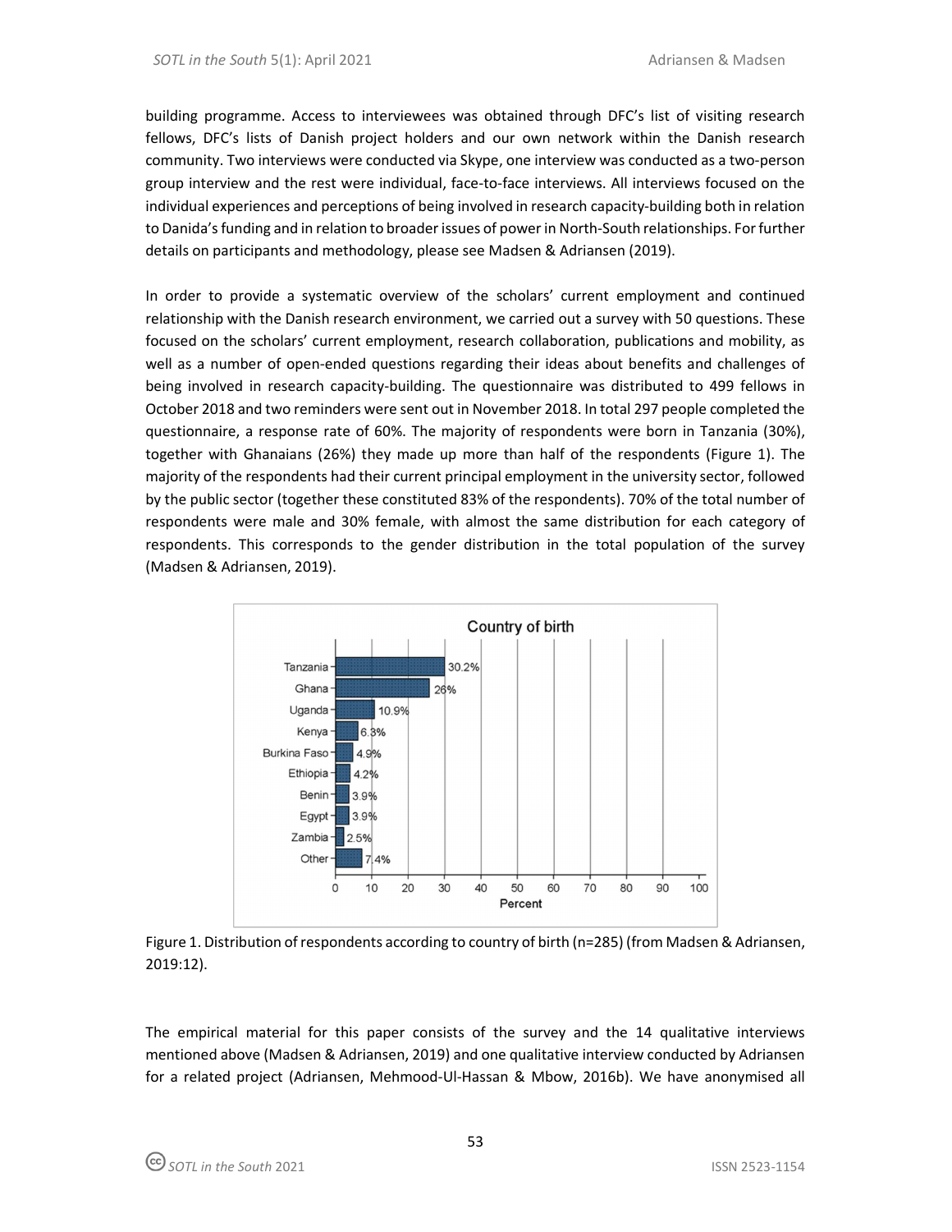building programme. Access to interviewees was obtained through DFC's list of visiting research fellows, DFC's lists of Danish project holders and our own network within the Danish research community. Two interviews were conducted via Skype, one interview was conducted as a two-person group interview and the rest were individual, face-to-face interviews. All interviews focused on the individual experiences and perceptions of being involved in research capacity-building both in relation to Danida's funding and in relation to broader issues of power in North-South relationships. For further details on participants and methodology, please see Madsen & Adriansen (2019).

In order to provide a systematic overview of the scholars' current employment and continued relationship with the Danish research environment, we carried out a survey with 50 questions. These focused on the scholars' current employment, research collaboration, publications and mobility, as well as a number of open-ended questions regarding their ideas about benefits and challenges of being involved in research capacity-building. The questionnaire was distributed to 499 fellows in October 2018 and two reminders were sent out in November 2018. In total 297 people completed the questionnaire, a response rate of 60%. The majority of respondents were born in Tanzania (30%), together with Ghanaians (26%) they made up more than half of the respondents (Figure 1). The majority of the respondents had their current principal employment in the university sector, followed by the public sector (together these constituted 83% of the respondents). 70% of the total number of respondents were male and 30% female, with almost the same distribution for each category of respondents. This corresponds to the gender distribution in the total population of the survey (Madsen & Adriansen, 2019).

Figure 1. Distribution of respondents according to country of birth (n=285) (from Madsen & Adriansen, 2019:12).

The empirical material for this paper consists of the survey and the 14 qualitative interviews mentioned above (Madsen & Adriansen, 2019) and one qualitative interview conducted by Adriansen for a related project (Adriansen, Mehmood-Ul-Hassan & Mbow, 2016b). We have anonymised all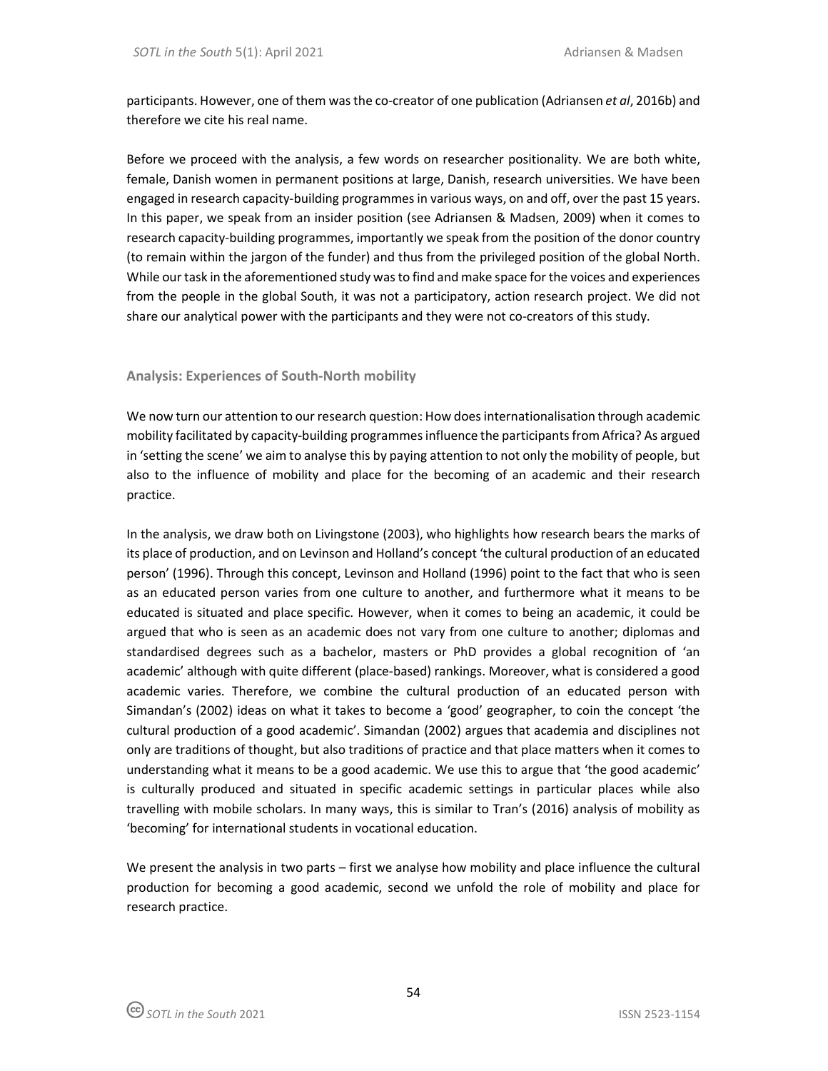participants. However, one of them was the co-creator of one publication (Adriansen *et al*, 2016b) and therefore we cite his real name.

Before we proceed with the analysis, a few words on researcher positionality. We are both white, female, Danish women in permanent positions at large, Danish, research universities. We have been engaged in research capacity-building programmes in various ways, on and off, over the past 15 years. In this paper, we speak from an insider position (see Adriansen & Madsen, 2009) when it comes to research capacity-building programmes, importantly we speak from the position of the donor country (to remain within the jargon of the funder) and thus from the privileged position of the global North. While our task in the aforementioned study was to find and make space for the voices and experiences from the people in the global South, it was not a participatory, action research project. We did not share our analytical power with the participants and they were not co-creators of this study.

## Analysis: Experiences of South-North mobility

We now turn our attention to our research question: How does internationalisation through academic mobility facilitated by capacity-building programmes influence the participants from Africa? As argued in 'setting the scene' we aim to analyse this by paying attention to not only the mobility of people, but also to the influence of mobility and place for the becoming of an academic and their research practice.

In the analysis, we draw both on Livingstone (2003), who highlights how research bears the marks of its place of production, and on Levinson and Holland's concept 'the cultural production of an educated person' (1996). Through this concept, Levinson and Holland (1996) point to the fact that who is seen as an educated person varies from one culture to another, and furthermore what it means to be educated is situated and place specific. However, when it comes to being an academic, it could be argued that who is seen as an academic does not vary from one culture to another; diplomas and standardised degrees such as a bachelor, masters or PhD provides a global recognition of 'an academic' although with quite different (place-based) rankings. Moreover, what is considered a good academic varies. Therefore, we combine the cultural production of an educated person with Simandan's (2002) ideas on what it takes to become a 'good' geographer, to coin the concept 'the cultural production of a good academic'. Simandan (2002) argues that academia and disciplines not only are traditions of thought, but also traditions of practice and that place matters when it comes to understanding what it means to be a good academic. We use this to argue that 'the good academic' is culturally produced and situated in specific academic settings in particular places while also travelling with mobile scholars. In many ways, this is similar to Tran's (2016) analysis of mobility as 'becoming' for international students in vocational education.

We present the analysis in two parts – first we analyse how mobility and place influence the cultural production for becoming a good academic, second we unfold the role of mobility and place for research practice.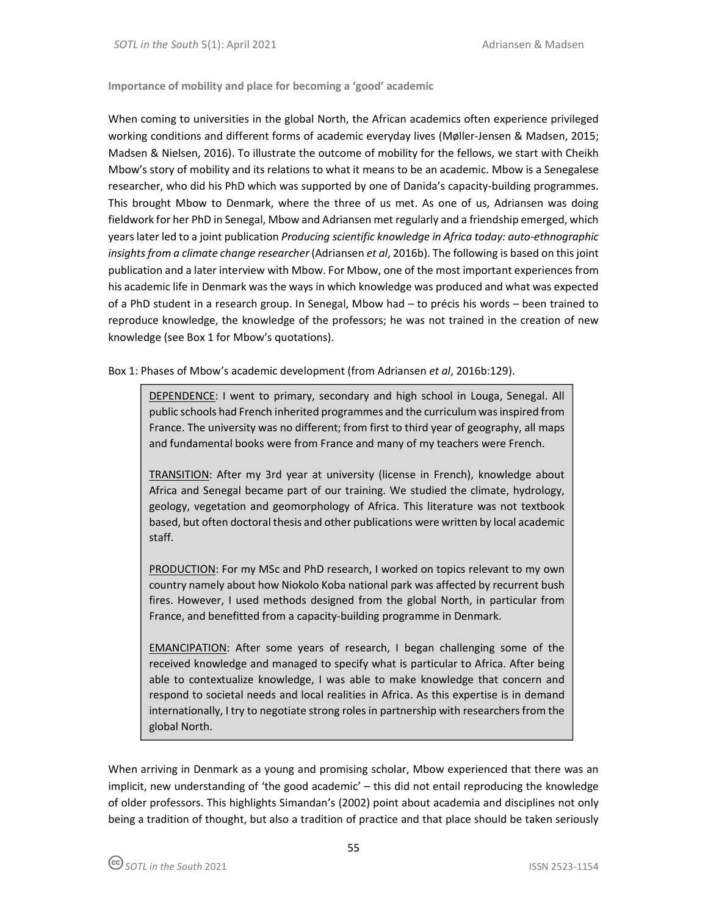**Importance of mobility and place for becoming a 'good' academic**

When coming to universities in the global North, the African academics often experience privileged working conditions and different forms of academic everyday lives (Møller-Jensen & Madsen, 2015; Madsen & Nielsen, 2016). To illustrate the outcome of mobility for the fellows, we start with Cheikh Mbow's story of mobility and its relations to what it means to be an academic. Mbow is a Senegalese researcher, who did his PhD which was supported by one of Danida's capacity-building programmes. This brought Mbow to Denmark, where the three of us met. As one of us, Adriansen was doing fieldwork for her PhD in Senegal, Mbow and Adriansen met regularly and a friendship emerged, which years later led to a joint publication *Producing scientific knowledge in Africa today: auto-ethnographic insights from a climate change researcher* (Adriansen *et al*, 2016b). The following is based on this joint publication and a later interview with Mbow. For Mbow, one of the most important experiences from his academic life in Denmark was the ways in which knowledge was produced and what was expected of a PhD student in a research group. In Senegal, Mbow had – to précis his words – been trained to reproduce knowledge, the knowledge of the professors; he was not trained in the creation of new knowledge (see Box 1 for Mbow's quotations).

Box 1: Phases of Mbow's academic development (from Adriansen *et al*, 2016b:129).

> DEPENDENCE: I went to primary, secondary and high school in Louga, Senegal. All public schools had French inherited programmes and the curriculum was inspired from France. The university was no different; from first to third year of geography, all maps and fundamental books were from France and many of my teachers were French.
>
> TRANSITION: After my 3rd year at university (license in French), knowledge about Africa and Senegal became part of our training. We studied the climate, hydrology, geology, vegetation and geomorphology of Africa. This literature was not textbook based, but often doctoral thesis and other publications were written by local academic staff.
>
> PRODUCTION: For my MSc and PhD research, I worked on topics relevant to my own country namely about how Niokolo Koba national park was affected by recurrent bush fires. However, I used methods designed from the global North, in particular from France, and benefitted from a capacity-building programme in Denmark.
>
> EMANCIPATION: After some years of research, I began challenging some of the received knowledge and managed to specify what is particular to Africa. After being able to contextualize knowledge, I was able to make knowledge that concern and respond to societal needs and local realities in Africa. As this expertise is in demand internationally, I try to negotiate strong roles in partnership with researchers from the global North.

When arriving in Denmark as a young and promising scholar, Mbow experienced that there was an implicit, new understanding of 'the good academic' – this did not entail reproducing the knowledge of older professors. This highlights Simandan's (2002) point about academia and disciplines not only being a tradition of thought, but also a tradition of practice and that place should be taken seriously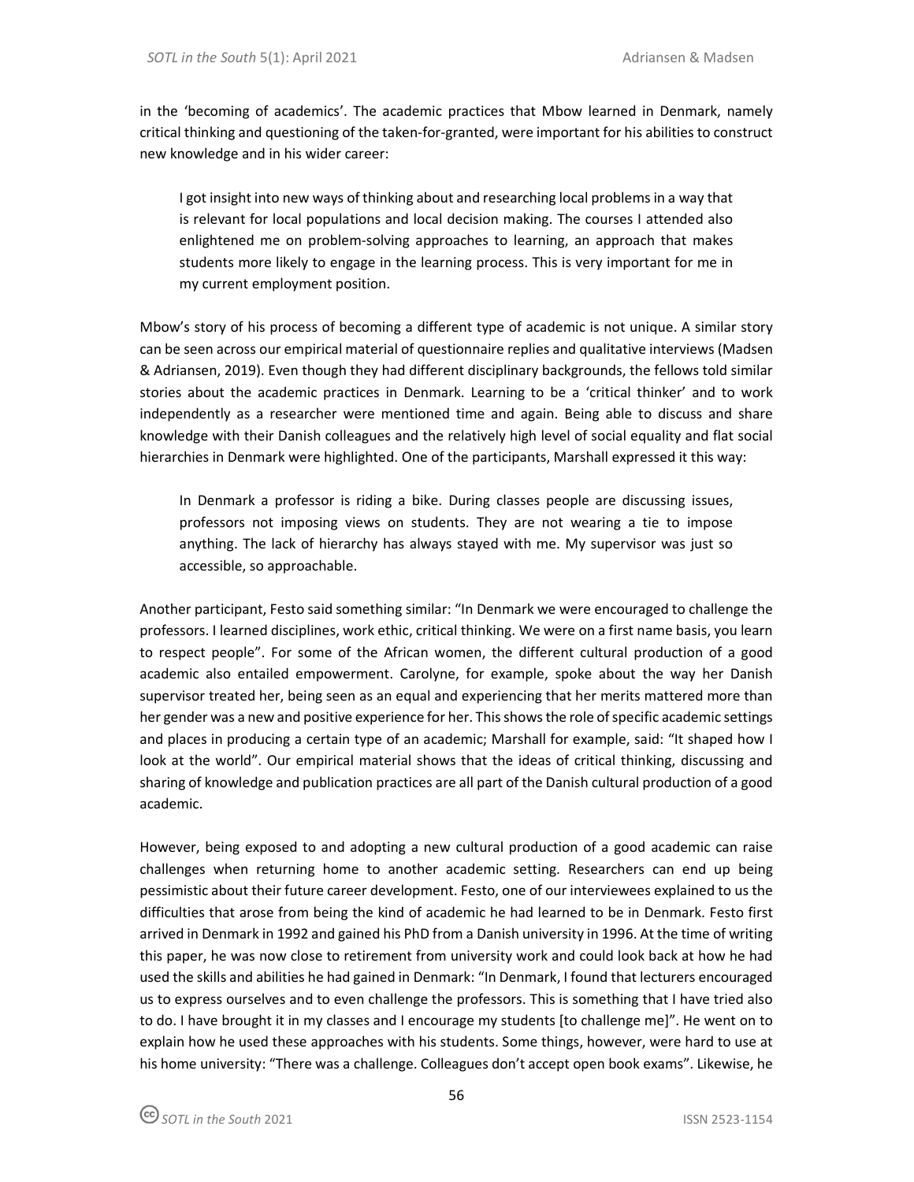in the 'becoming of academics'. The academic practices that Mbow learned in Denmark, namely critical thinking and questioning of the taken-for-granted, were important for his abilities to construct new knowledge and in his wider career:

> I got insight into new ways of thinking about and researching local problems in a way that is relevant for local populations and local decision making. The courses I attended also enlightened me on problem-solving approaches to learning, an approach that makes students more likely to engage in the learning process. This is very important for me in my current employment position.

Mbow's story of his process of becoming a different type of academic is not unique. A similar story can be seen across our empirical material of questionnaire replies and qualitative interviews (Madsen & Adriansen, 2019). Even though they had different disciplinary backgrounds, the fellows told similar stories about the academic practices in Denmark. Learning to be a 'critical thinker' and to work independently as a researcher were mentioned time and again. Being able to discuss and share knowledge with their Danish colleagues and the relatively high level of social equality and flat social hierarchies in Denmark were highlighted. One of the participants, Marshall expressed it this way:

> In Denmark a professor is riding a bike. During classes people are discussing issues, professors not imposing views on students. They are not wearing a tie to impose anything. The lack of hierarchy has always stayed with me. My supervisor was just so accessible, so approachable.

Another participant, Festo said something similar: "In Denmark we were encouraged to challenge the professors. I learned disciplines, work ethic, critical thinking. We were on a first name basis, you learn to respect people". For some of the African women, the different cultural production of a good academic also entailed empowerment. Carolyne, for example, spoke about the way her Danish supervisor treated her, being seen as an equal and experiencing that her merits mattered more than her gender was a new and positive experience for her. This shows the role of specific academic settings and places in producing a certain type of an academic; Marshall for example, said: "It shaped how I look at the world". Our empirical material shows that the ideas of critical thinking, discussing and sharing of knowledge and publication practices are all part of the Danish cultural production of a good academic.

However, being exposed to and adopting a new cultural production of a good academic can raise challenges when returning home to another academic setting. Researchers can end up being pessimistic about their future career development. Festo, one of our interviewees explained to us the difficulties that arose from being the kind of academic he had learned to be in Denmark. Festo first arrived in Denmark in 1992 and gained his PhD from a Danish university in 1996. At the time of writing this paper, he was now close to retirement from university work and could look back at how he had used the skills and abilities he had gained in Denmark: "In Denmark, I found that lecturers encouraged us to express ourselves and to even challenge the professors. This is something that I have tried also to do. I have brought it in my classes and I encourage my students [to challenge me]". He went on to explain how he used these approaches with his students. Some things, however, were hard to use at his home university: "There was a challenge. Colleagues don't accept open book exams". Likewise, he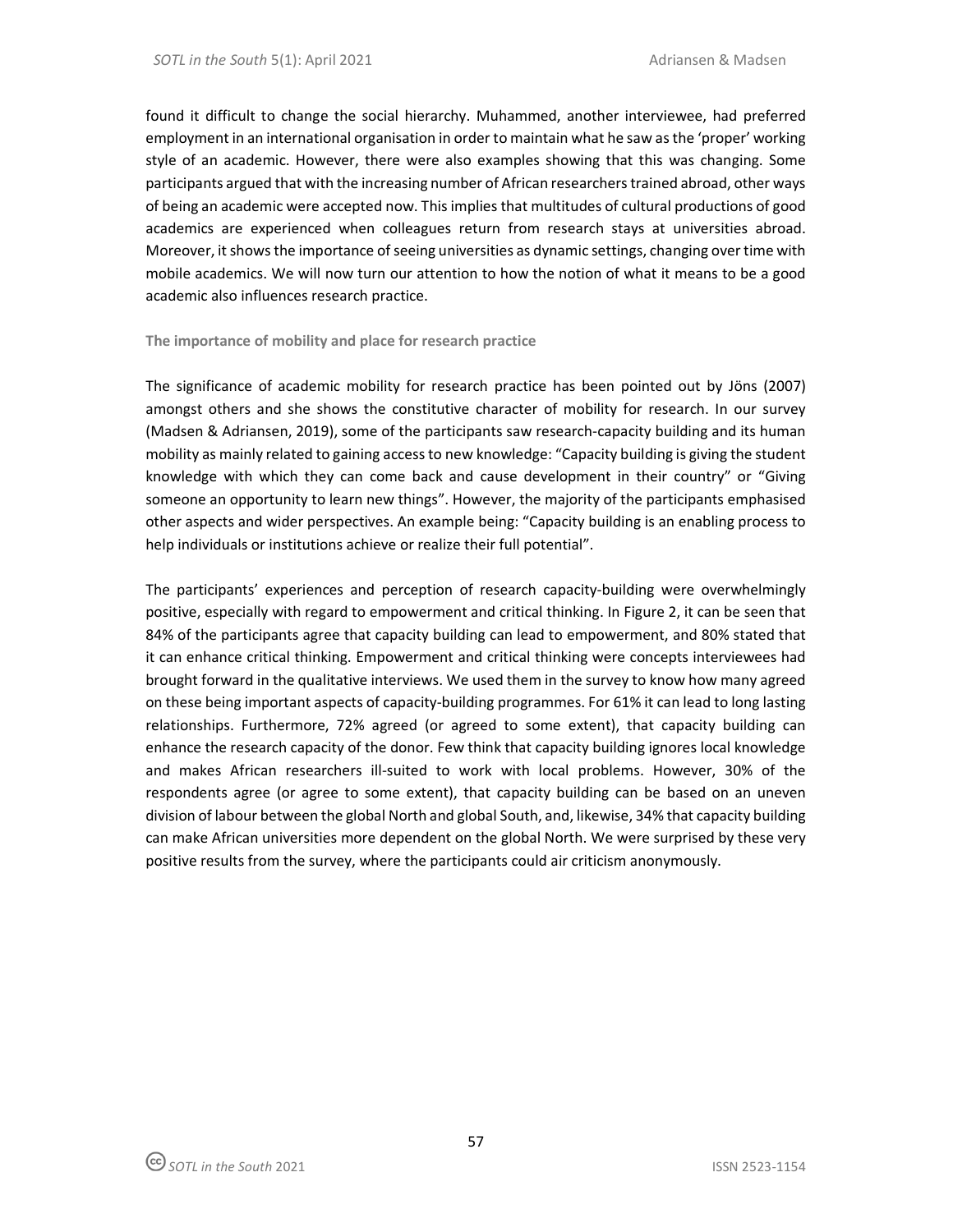found it difficult to change the social hierarchy. Muhammed, another interviewee, had preferred employment in an international organisation in order to maintain what he saw as the 'proper' working style of an academic. However, there were also examples showing that this was changing. Some participants argued that with the increasing number of African researchers trained abroad, other ways of being an academic were accepted now. This implies that multitudes of cultural productions of good academics are experienced when colleagues return from research stays at universities abroad. Moreover, it shows the importance of seeing universities as dynamic settings, changing over time with mobile academics. We will now turn our attention to how the notion of what it means to be a good academic also influences research practice.

### The importance of mobility and place for research practice

The significance of academic mobility for research practice has been pointed out by Jöns (2007) amongst others and she shows the constitutive character of mobility for research. In our survey (Madsen & Adriansen, 2019), some of the participants saw research-capacity building and its human mobility as mainly related to gaining access to new knowledge: "Capacity building is giving the student knowledge with which they can come back and cause development in their country" or "Giving someone an opportunity to learn new things". However, the majority of the participants emphasised other aspects and wider perspectives. An example being: "Capacity building is an enabling process to help individuals or institutions achieve or realize their full potential".

The participants' experiences and perception of research capacity-building were overwhelmingly positive, especially with regard to empowerment and critical thinking. In Figure 2, it can be seen that 84% of the participants agree that capacity building can lead to empowerment, and 80% stated that it can enhance critical thinking. Empowerment and critical thinking were concepts interviewees had brought forward in the qualitative interviews. We used them in the survey to know how many agreed on these being important aspects of capacity-building programmes. For 61% it can lead to long lasting relationships. Furthermore, 72% agreed (or agreed to some extent), that capacity building can enhance the research capacity of the donor. Few think that capacity building ignores local knowledge and makes African researchers ill-suited to work with local problems. However, 30% of the respondents agree (or agree to some extent), that capacity building can be based on an uneven division of labour between the global North and global South, and, likewise, 34% that capacity building can make African universities more dependent on the global North. We were surprised by these very positive results from the survey, where the participants could air criticism anonymously.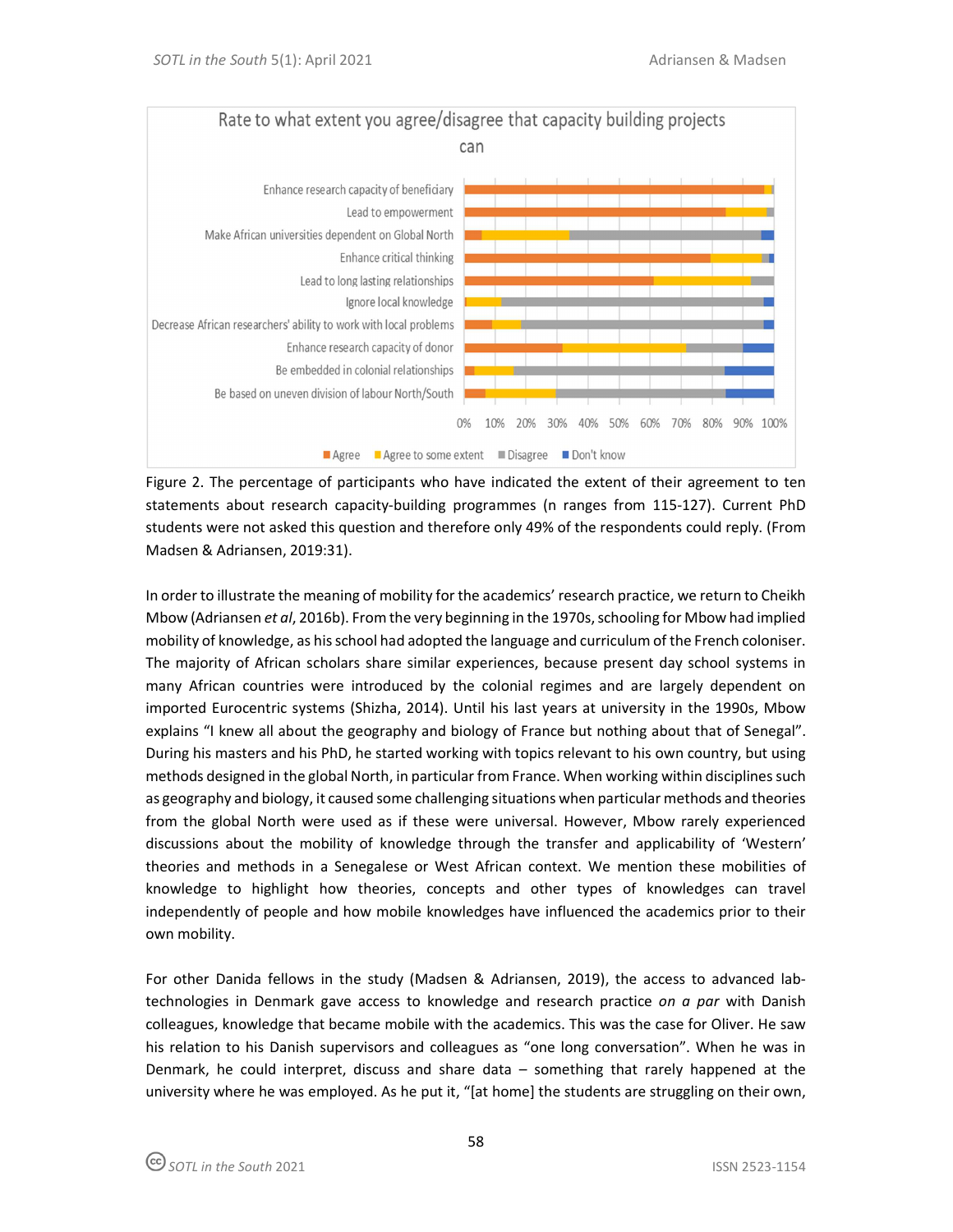Figure 2. The percentage of participants who have indicated the extent of their agreement to ten statements about research capacity-building programmes (n ranges from 115-127). Current PhD students were not asked this question and therefore only 49% of the respondents could reply. (From Madsen & Adriansen, 2019:31).

In order to illustrate the meaning of mobility for the academics' research practice, we return to Cheikh Mbow (Adriansen *et al*, 2016b). From the very beginning in the 1970s, schooling for Mbow had implied mobility of knowledge, as his school had adopted the language and curriculum of the French coloniser. The majority of African scholars share similar experiences, because present day school systems in many African countries were introduced by the colonial regimes and are largely dependent on imported Eurocentric systems (Shizha, 2014). Until his last years at university in the 1990s, Mbow explains "I knew all about the geography and biology of France but nothing about that of Senegal". During his masters and his PhD, he started working with topics relevant to his own country, but using methods designed in the global North, in particular from France. When working within disciplines such as geography and biology, it caused some challenging situations when particular methods and theories from the global North were used as if these were universal. However, Mbow rarely experienced discussions about the mobility of knowledge through the transfer and applicability of 'Western' theories and methods in a Senegalese or West African context. We mention these mobilities of knowledge to highlight how theories, concepts and other types of knowledges can travel independently of people and how mobile knowledges have influenced the academics prior to their own mobility.

For other Danida fellows in the study (Madsen & Adriansen, 2019), the access to advanced lab-technologies in Denmark gave access to knowledge and research practice *on a par* with Danish colleagues, knowledge that became mobile with the academics. This was the case for Oliver. He saw his relation to his Danish supervisors and colleagues as "one long conversation". When he was in Denmark, he could interpret, discuss and share data – something that rarely happened at the university where he was employed. As he put it, "[at home] the students are struggling on their own,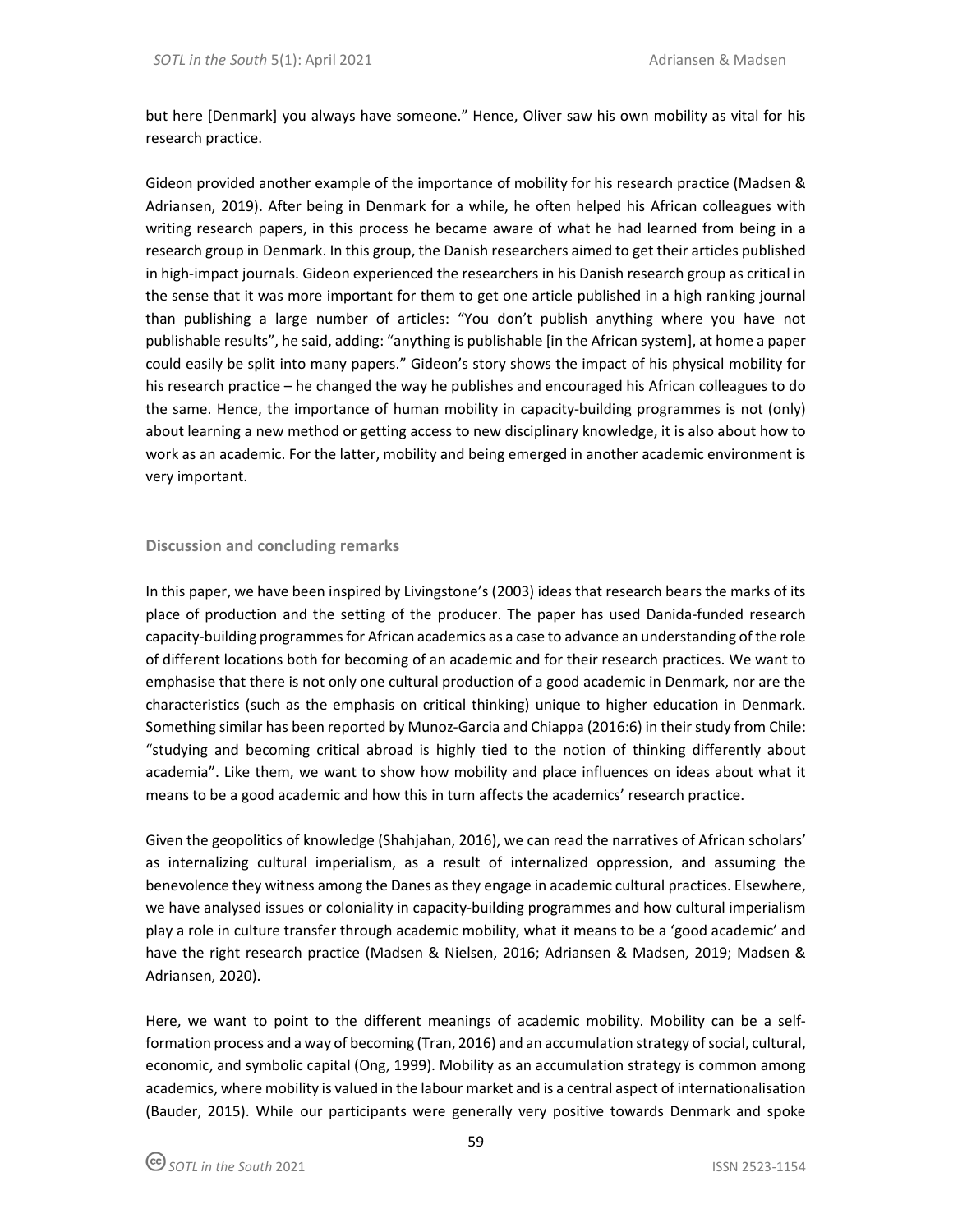but here [Denmark] you always have someone." Hence, Oliver saw his own mobility as vital for his research practice.

Gideon provided another example of the importance of mobility for his research practice (Madsen & Adriansen, 2019). After being in Denmark for a while, he often helped his African colleagues with writing research papers, in this process he became aware of what he had learned from being in a research group in Denmark. In this group, the Danish researchers aimed to get their articles published in high-impact journals. Gideon experienced the researchers in his Danish research group as critical in the sense that it was more important for them to get one article published in a high ranking journal than publishing a large number of articles: "You don't publish anything where you have not publishable results", he said, adding: "anything is publishable [in the African system], at home a paper could easily be split into many papers." Gideon's story shows the impact of his physical mobility for his research practice – he changed the way he publishes and encouraged his African colleagues to do the same. Hence, the importance of human mobility in capacity-building programmes is not (only) about learning a new method or getting access to new disciplinary knowledge, it is also about how to work as an academic. For the latter, mobility and being emerged in another academic environment is very important.

## Discussion and concluding remarks

In this paper, we have been inspired by Livingstone's (2003) ideas that research bears the marks of its place of production and the setting of the producer. The paper has used Danida-funded research capacity-building programmes for African academics as a case to advance an understanding of the role of different locations both for becoming of an academic and for their research practices. We want to emphasise that there is not only one cultural production of a good academic in Denmark, nor are the characteristics (such as the emphasis on critical thinking) unique to higher education in Denmark. Something similar has been reported by Munoz-Garcia and Chiappa (2016:6) in their study from Chile: "studying and becoming critical abroad is highly tied to the notion of thinking differently about academia". Like them, we want to show how mobility and place influences on ideas about what it means to be a good academic and how this in turn affects the academics' research practice.

Given the geopolitics of knowledge (Shahjahan, 2016), we can read the narratives of African scholars' as internalizing cultural imperialism, as a result of internalized oppression, and assuming the benevolence they witness among the Danes as they engage in academic cultural practices. Elsewhere, we have analysed issues or coloniality in capacity-building programmes and how cultural imperialism play a role in culture transfer through academic mobility, what it means to be a 'good academic' and have the right research practice (Madsen & Nielsen, 2016; Adriansen & Madsen, 2019; Madsen & Adriansen, 2020).

Here, we want to point to the different meanings of academic mobility. Mobility can be a self-formation process and a way of becoming (Tran, 2016) and an accumulation strategy of social, cultural, economic, and symbolic capital (Ong, 1999). Mobility as an accumulation strategy is common among academics, where mobility is valued in the labour market and is a central aspect of internationalisation (Bauder, 2015). While our participants were generally very positive towards Denmark and spoke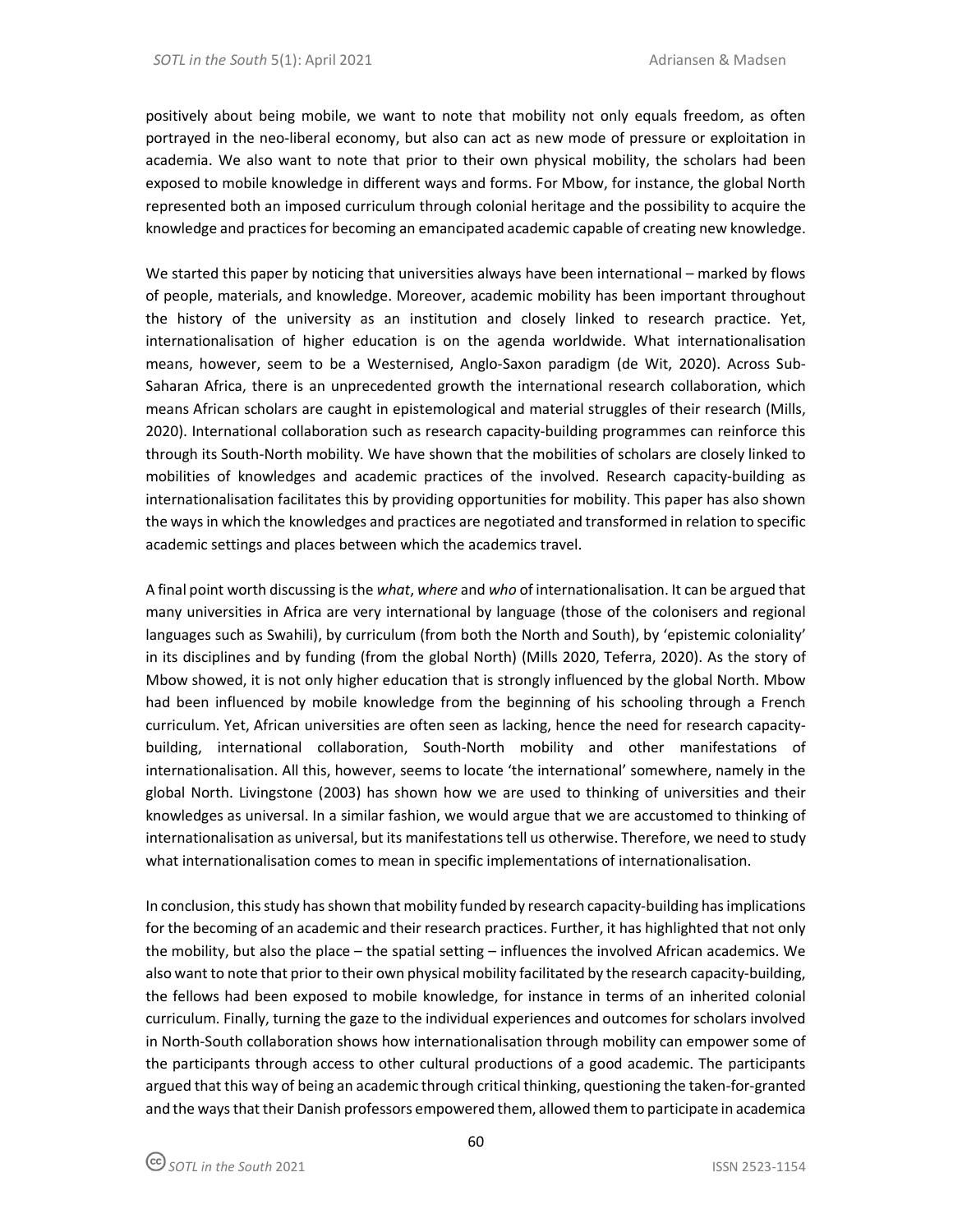positively about being mobile, we want to note that mobility not only equals freedom, as often portrayed in the neo-liberal economy, but also can act as new mode of pressure or exploitation in academia. We also want to note that prior to their own physical mobility, the scholars had been exposed to mobile knowledge in different ways and forms. For Mbow, for instance, the global North represented both an imposed curriculum through colonial heritage and the possibility to acquire the knowledge and practices for becoming an emancipated academic capable of creating new knowledge.

We started this paper by noticing that universities always have been international – marked by flows of people, materials, and knowledge. Moreover, academic mobility has been important throughout the history of the university as an institution and closely linked to research practice. Yet, internationalisation of higher education is on the agenda worldwide. What internationalisation means, however, seem to be a Westernised, Anglo-Saxon paradigm (de Wit, 2020). Across Sub-Saharan Africa, there is an unprecedented growth the international research collaboration, which means African scholars are caught in epistemological and material struggles of their research (Mills, 2020). International collaboration such as research capacity-building programmes can reinforce this through its South-North mobility. We have shown that the mobilities of scholars are closely linked to mobilities of knowledges and academic practices of the involved. Research capacity-building as internationalisation facilitates this by providing opportunities for mobility. This paper has also shown the ways in which the knowledges and practices are negotiated and transformed in relation to specific academic settings and places between which the academics travel.

A final point worth discussing is the *what*, *where* and *who* of internationalisation. It can be argued that many universities in Africa are very international by language (those of the colonisers and regional languages such as Swahili), by curriculum (from both the North and South), by 'epistemic coloniality' in its disciplines and by funding (from the global North) (Mills 2020, Teferra, 2020). As the story of Mbow showed, it is not only higher education that is strongly influenced by the global North. Mbow had been influenced by mobile knowledge from the beginning of his schooling through a French curriculum. Yet, African universities are often seen as lacking, hence the need for research capacity-building, international collaboration, South-North mobility and other manifestations of internationalisation. All this, however, seems to locate 'the international' somewhere, namely in the global North. Livingstone (2003) has shown how we are used to thinking of universities and their knowledges as universal. In a similar fashion, we would argue that we are accustomed to thinking of internationalisation as universal, but its manifestations tell us otherwise. Therefore, we need to study what internationalisation comes to mean in specific implementations of internationalisation.

In conclusion, this study has shown that mobility funded by research capacity-building has implications for the becoming of an academic and their research practices. Further, it has highlighted that not only the mobility, but also the place – the spatial setting – influences the involved African academics. We also want to note that prior to their own physical mobility facilitated by the research capacity-building, the fellows had been exposed to mobile knowledge, for instance in terms of an inherited colonial curriculum. Finally, turning the gaze to the individual experiences and outcomes for scholars involved in North-South collaboration shows how internationalisation through mobility can empower some of the participants through access to other cultural productions of a good academic. The participants argued that this way of being an academic through critical thinking, questioning the taken-for-granted and the ways that their Danish professors empowered them, allowed them to participate in academica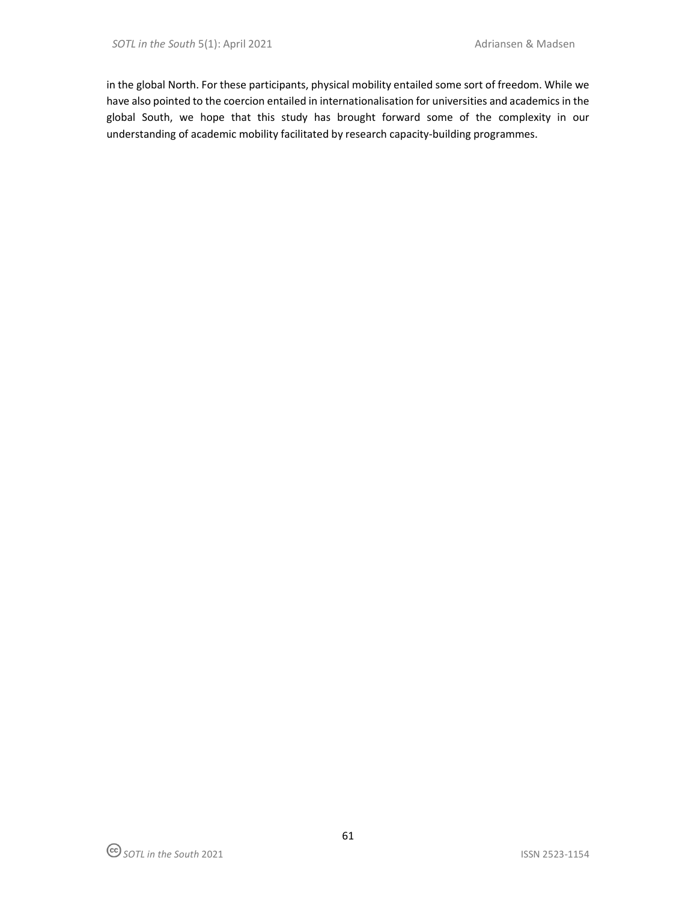in the global North. For these participants, physical mobility entailed some sort of freedom. While we have also pointed to the coercion entailed in internationalisation for universities and academics in the global South, we hope that this study has brought forward some of the complexity in our understanding of academic mobility facilitated by research capacity-building programmes.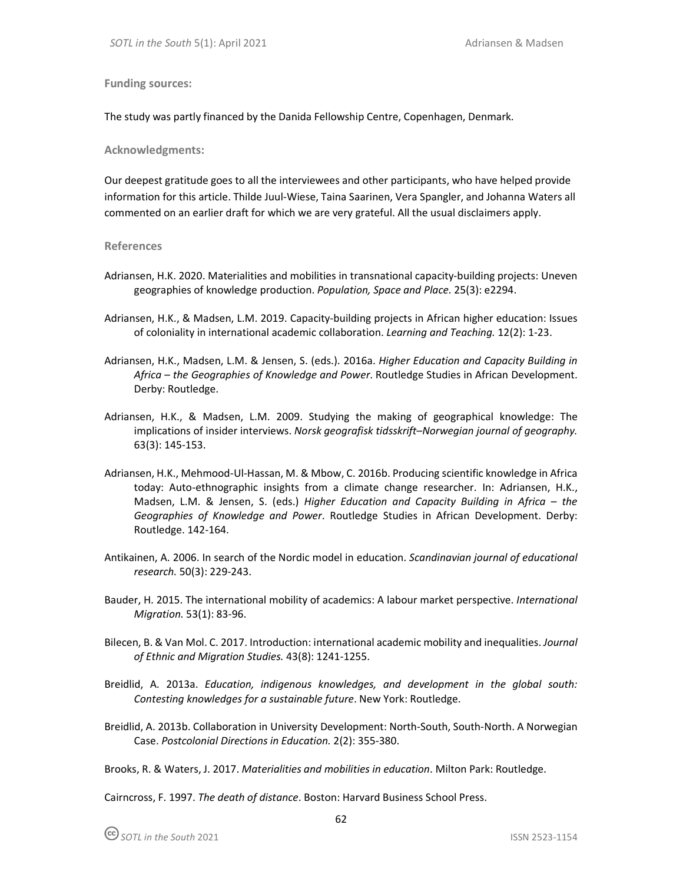### Funding sources:

The study was partly financed by the Danida Fellowship Centre, Copenhagen, Denmark.

### Acknowledgments:

Our deepest gratitude goes to all the interviewees and other participants, who have helped provide information for this article. Thilde Juul-Wiese, Taina Saarinen, Vera Spangler, and Johanna Waters all commented on an earlier draft for which we are very grateful. All the usual disclaimers apply.

### References

Adriansen, H.K. 2020. Materialities and mobilities in transnational capacity-building projects: Uneven geographies of knowledge production. *Population, Space and Place*. 25(3): e2294.

Adriansen, H.K., & Madsen, L.M. 2019. Capacity-building projects in African higher education: Issues of coloniality in international academic collaboration. *Learning and Teaching.* 12(2): 1-23.

Adriansen, H.K., Madsen, L.M. & Jensen, S. (eds.). 2016a. *Higher Education and Capacity Building in Africa – the Geographies of Knowledge and Power*. Routledge Studies in African Development. Derby: Routledge.

Adriansen, H.K., & Madsen, L.M. 2009. Studying the making of geographical knowledge: The implications of insider interviews. *Norsk geografisk tidsskrift–Norwegian journal of geography.* 63(3): 145-153.

Adriansen, H.K., Mehmood-Ul-Hassan, M. & Mbow, C. 2016b. Producing scientific knowledge in Africa today: Auto-ethnographic insights from a climate change researcher. In: Adriansen, H.K., Madsen, L.M. & Jensen, S. (eds.) *Higher Education and Capacity Building in Africa – the Geographies of Knowledge and Power*. Routledge Studies in African Development. Derby: Routledge. 142-164.

Antikainen, A. 2006. In search of the Nordic model in education. *Scandinavian journal of educational research.* 50(3): 229-243.

Bauder, H. 2015. The international mobility of academics: A labour market perspective. *International Migration.* 53(1): 83-96.

Bilecen, B. & Van Mol. C. 2017. Introduction: international academic mobility and inequalities. *Journal of Ethnic and Migration Studies.* 43(8): 1241-1255.

Breidlid, A. 2013a. *Education, indigenous knowledges, and development in the global south: Contesting knowledges for a sustainable future*. New York: Routledge.

Breidlid, A. 2013b. Collaboration in University Development: North-South, South-North. A Norwegian Case. *Postcolonial Directions in Education.* 2(2): 355-380.

Brooks, R. & Waters, J. 2017. *Materialities and mobilities in education*. Milton Park: Routledge.

Cairncross, F. 1997. *The death of distance*. Boston: Harvard Business School Press.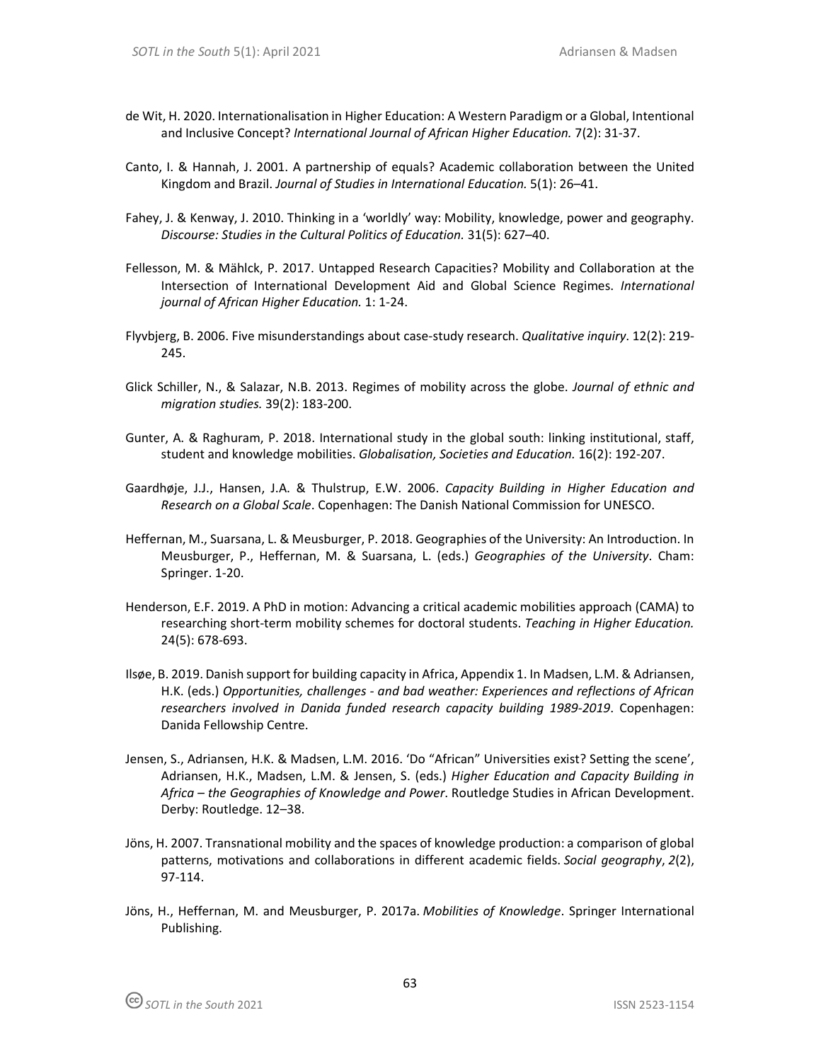de Wit, H. 2020. Internationalisation in Higher Education: A Western Paradigm or a Global, Intentional and Inclusive Concept? *International Journal of African Higher Education.* 7(2): 31-37.

Canto, I. & Hannah, J. 2001. A partnership of equals? Academic collaboration between the United Kingdom and Brazil. *Journal of Studies in International Education.* 5(1): 26–41.

Fahey, J. & Kenway, J. 2010. Thinking in a 'worldly' way: Mobility, knowledge, power and geography. *Discourse: Studies in the Cultural Politics of Education.* 31(5): 627–40.

Fellesson, M. & Mählck, P. 2017. Untapped Research Capacities? Mobility and Collaboration at the Intersection of International Development Aid and Global Science Regimes. *International journal of African Higher Education.* 1: 1-24.

Flyvbjerg, B. 2006. Five misunderstandings about case-study research. *Qualitative inquiry*. 12(2): 219-245.

Glick Schiller, N., & Salazar, N.B. 2013. Regimes of mobility across the globe. *Journal of ethnic and migration studies.* 39(2): 183-200.

Gunter, A. & Raghuram, P. 2018. International study in the global south: linking institutional, staff, student and knowledge mobilities. *Globalisation, Societies and Education.* 16(2): 192-207.

Gaardhøje, J.J., Hansen, J.A. & Thulstrup, E.W. 2006. *Capacity Building in Higher Education and Research on a Global Scale*. Copenhagen: The Danish National Commission for UNESCO.

Heffernan, M., Suarsana, L. & Meusburger, P. 2018. Geographies of the University: An Introduction. In Meusburger, P., Heffernan, M. & Suarsana, L. (eds.) *Geographies of the University*. Cham: Springer. 1-20.

Henderson, E.F. 2019. A PhD in motion: Advancing a critical academic mobilities approach (CAMA) to researching short-term mobility schemes for doctoral students. *Teaching in Higher Education.* 24(5): 678-693.

Ilsøe, B. 2019. Danish support for building capacity in Africa, Appendix 1. In Madsen, L.M. & Adriansen, H.K. (eds.) *Opportunities, challenges - and bad weather: Experiences and reflections of African researchers involved in Danida funded research capacity building 1989-2019*. Copenhagen: Danida Fellowship Centre.

Jensen, S., Adriansen, H.K. & Madsen, L.M. 2016. 'Do "African" Universities exist? Setting the scene', Adriansen, H.K., Madsen, L.M. & Jensen, S. (eds.) *Higher Education and Capacity Building in Africa – the Geographies of Knowledge and Power*. Routledge Studies in African Development. Derby: Routledge. 12–38.

Jöns, H. 2007. Transnational mobility and the spaces of knowledge production: a comparison of global patterns, motivations and collaborations in different academic fields. *Social geography*, *2*(2), 97-114.

Jöns, H., Heffernan, M. and Meusburger, P. 2017a. *Mobilities of Knowledge*. Springer International Publishing.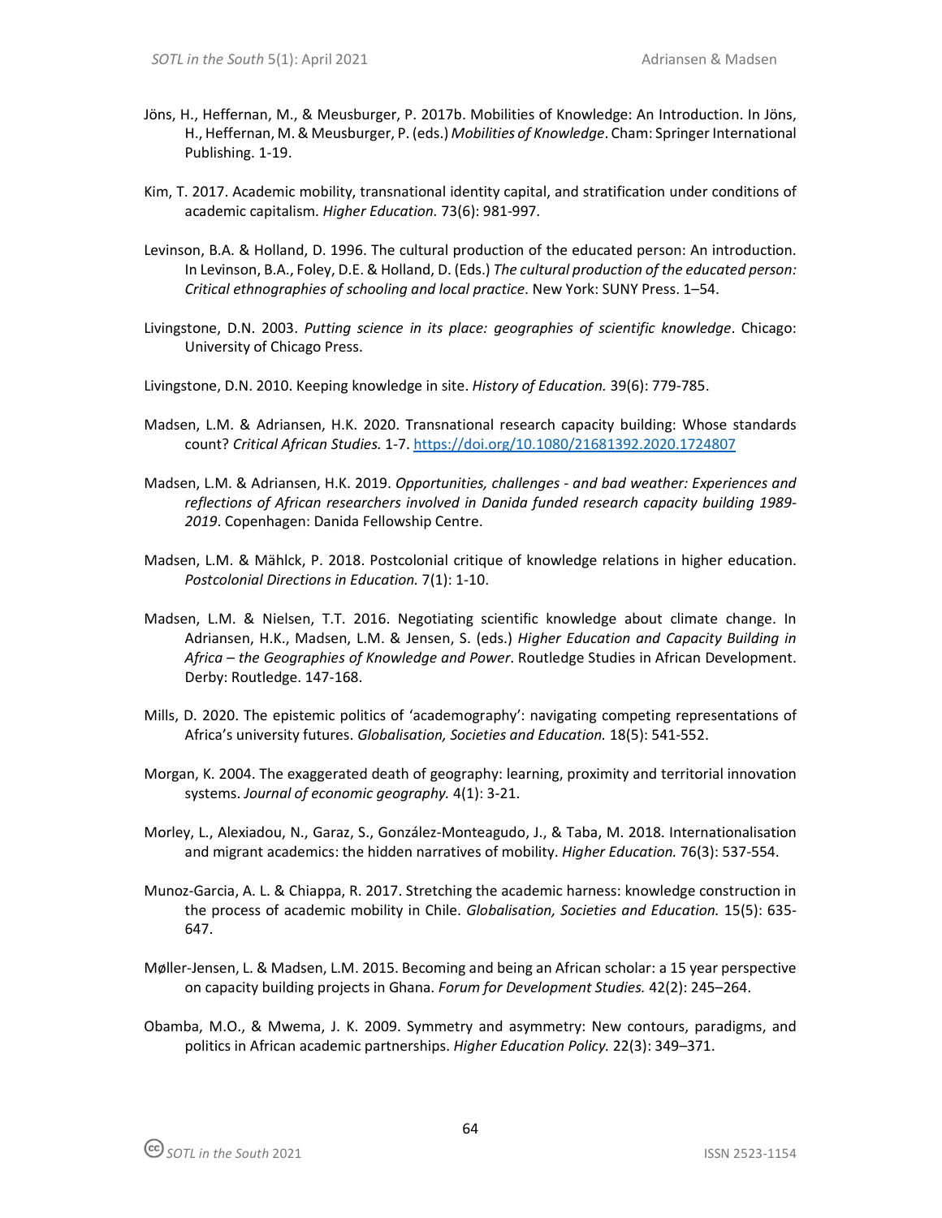Jöns, H., Heffernan, M., & Meusburger, P. 2017b. Mobilities of Knowledge: An Introduction. In Jöns, H., Heffernan, M. & Meusburger, P. (eds.) *Mobilities of Knowledge*. Cham: Springer International Publishing. 1-19.

Kim, T. 2017. Academic mobility, transnational identity capital, and stratification under conditions of academic capitalism. *Higher Education.* 73(6): 981-997.

Levinson, B.A. & Holland, D. 1996. The cultural production of the educated person: An introduction. In Levinson, B.A., Foley, D.E. & Holland, D. (Eds.) *The cultural production of the educated person: Critical ethnographies of schooling and local practice*. New York: SUNY Press. 1–54.

Livingstone, D.N. 2003. *Putting science in its place: geographies of scientific knowledge*. Chicago: University of Chicago Press.

Livingstone, D.N. 2010. Keeping knowledge in site. *History of Education.* 39(6): 779-785.

Madsen, L.M. & Adriansen, H.K. 2020. Transnational research capacity building: Whose standards count? *Critical African Studies.* 1-7. https://doi.org/10.1080/21681392.2020.1724807

Madsen, L.M. & Adriansen, H.K. 2019. *Opportunities, challenges - and bad weather: Experiences and reflections of African researchers involved in Danida funded research capacity building 1989-2019*. Copenhagen: Danida Fellowship Centre.

Madsen, L.M. & Mählck, P. 2018. Postcolonial critique of knowledge relations in higher education. *Postcolonial Directions in Education.* 7(1): 1-10.

Madsen, L.M. & Nielsen, T.T. 2016. Negotiating scientific knowledge about climate change. In Adriansen, H.K., Madsen, L.M. & Jensen, S. (eds.) *Higher Education and Capacity Building in Africa – the Geographies of Knowledge and Power*. Routledge Studies in African Development. Derby: Routledge. 147-168.

Mills, D. 2020. The epistemic politics of 'academography': navigating competing representations of Africa's university futures. *Globalisation, Societies and Education.* 18(5): 541-552.

Morgan, K. 2004. The exaggerated death of geography: learning, proximity and territorial innovation systems. *Journal of economic geography.* 4(1): 3-21.

Morley, L., Alexiadou, N., Garaz, S., González-Monteagudo, J., & Taba, M. 2018. Internationalisation and migrant academics: the hidden narratives of mobility. *Higher Education.* 76(3): 537-554.

Munoz-Garcia, A. L. & Chiappa, R. 2017. Stretching the academic harness: knowledge construction in the process of academic mobility in Chile. *Globalisation, Societies and Education.* 15(5): 635-647.

Møller-Jensen, L. & Madsen, L.M. 2015. Becoming and being an African scholar: a 15 year perspective on capacity building projects in Ghana. *Forum for Development Studies.* 42(2): 245–264.

Obamba, M.O., & Mwema, J. K. 2009. Symmetry and asymmetry: New contours, paradigms, and politics in African academic partnerships. *Higher Education Policy.* 22(3): 349–371.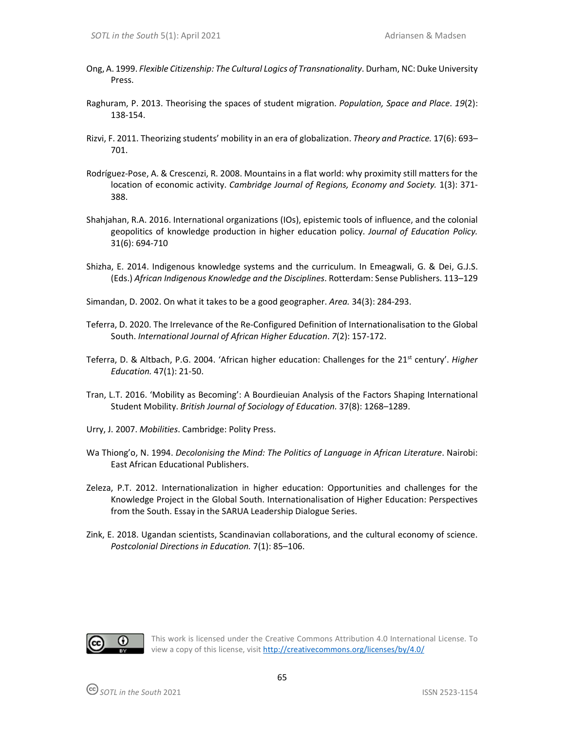Ong, A. 1999. *Flexible Citizenship: The Cultural Logics of Transnationality*. Durham, NC: Duke University Press.

Raghuram, P. 2013. Theorising the spaces of student migration. *Population, Space and Place*. *19*(2): 138-154.

Rizvi, F. 2011. Theorizing students' mobility in an era of globalization. *Theory and Practice.* 17(6): 693–701.

Rodríguez-Pose, A. & Crescenzi, R. 2008. Mountains in a flat world: why proximity still matters for the location of economic activity. *Cambridge Journal of Regions, Economy and Society.* 1(3): 371-388.

Shahjahan, R.A. 2016. International organizations (IOs), epistemic tools of influence, and the colonial geopolitics of knowledge production in higher education policy. *Journal of Education Policy.* 31(6): 694-710

Shizha, E. 2014. Indigenous knowledge systems and the curriculum. In Emeagwali, G. & Dei, G.J.S. (Eds.) *African Indigenous Knowledge and the Disciplines*. Rotterdam: Sense Publishers. 113–129

Simandan, D. 2002. On what it takes to be a good geographer. *Area.* 34(3): 284-293.

Teferra, D. 2020. The Irrelevance of the Re-Configured Definition of Internationalisation to the Global South. *International Journal of African Higher Education*. *7*(2): 157-172.

Teferra, D. & Altbach, P.G. 2004. 'African higher education: Challenges for the 21st century'. *Higher Education.* 47(1): 21-50.

Tran, L.T. 2016. 'Mobility as Becoming': A Bourdieuian Analysis of the Factors Shaping International Student Mobility. *British Journal of Sociology of Education.* 37(8): 1268–1289.

Urry, J. 2007. *Mobilities*. Cambridge: Polity Press.

Wa Thiong'o, N. 1994. *Decolonising the Mind: The Politics of Language in African Literature*. Nairobi: East African Educational Publishers.

Zeleza, P.T. 2012. Internationalization in higher education: Opportunities and challenges for the Knowledge Project in the Global South. Internationalisation of Higher Education: Perspectives from the South. Essay in the SARUA Leadership Dialogue Series.

Zink, E. 2018. Ugandan scientists, Scandinavian collaborations, and the cultural economy of science. *Postcolonial Directions in Education.* 7(1): 85–106.

This work is licensed under the Creative Commons Attribution 4.0 International License. To view a copy of this license, visit http://creativecommons.org/licenses/by/4.0/